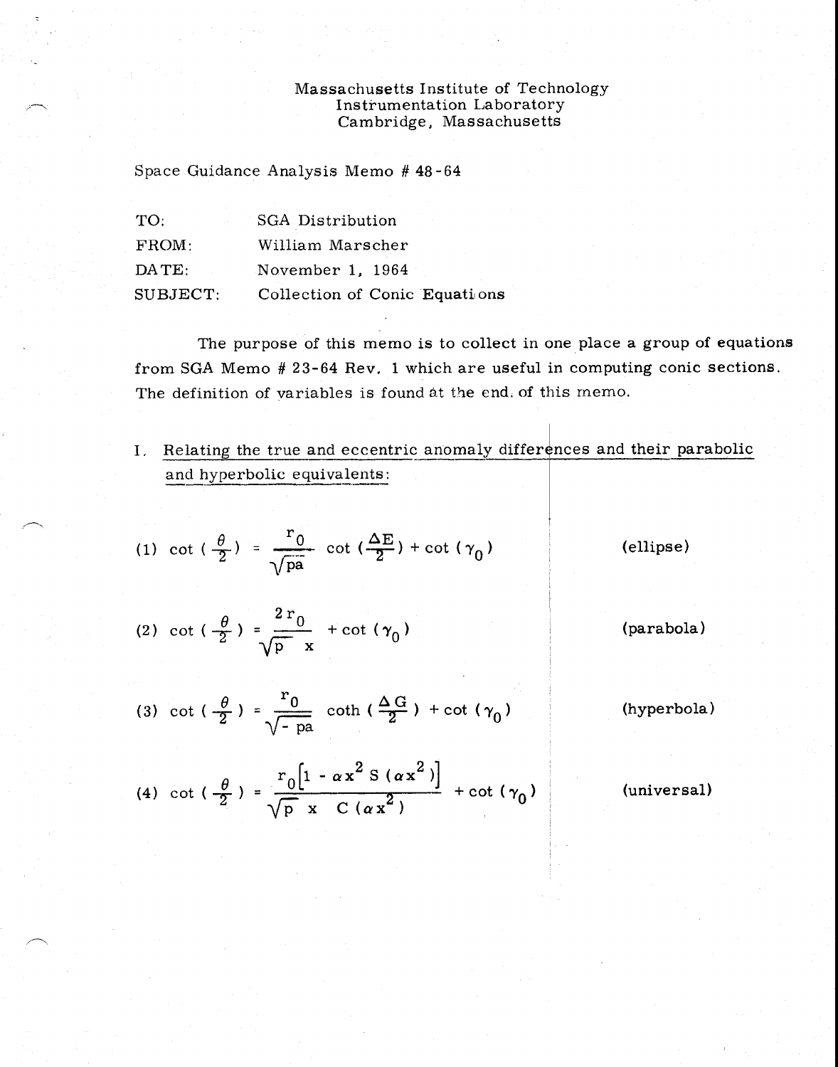Massachusetts Institute of Technology
Instrumentation Laboratory
Cambridge, Massachusetts

Space Guidance Analysis Memo # 48-64

| | |
|---|---|
| TO: | SGA Distribution |
| FROM: | William Marscher |
| DATE: | November 1, 1964 |
| SUBJECT: | Collection of Conic Equations |

The purpose of this memo is to collect in one place a group of equations from SGA Memo # 23-64 Rev. 1 which are useful in computing conic sections. The definition of variables is found at the end of this memo.

I. Relating the true and eccentric anomaly differences and their parabolic and hyperbolic equivalents:

(1) $$\cot\left(\frac{\theta}{2}\right) = \frac{r_0}{\sqrt{pa}} \cot\left(\frac{\Delta E}{2}\right) + \cot(\gamma_0)$$ (ellipse)

(2) $$\cot\left(\frac{\theta}{2}\right) = \frac{2r_0}{\sqrt{p}\ x} + \cot(\gamma_0)$$ (parabola)

(3) $$\cot\left(\frac{\theta}{2}\right) = \frac{r_0}{\sqrt{-pa}} \coth\left(\frac{\Delta G}{2}\right) + \cot(\gamma_0)$$ (hyperbola)

(4) $$\cot\left(\frac{\theta}{2}\right) = \frac{r_0\left[1 - \alpha x^2 S(\alpha x^2)\right]}{\sqrt{p}\ x\ C(\alpha x^2)} + \cot(\gamma_0)$$ (universal)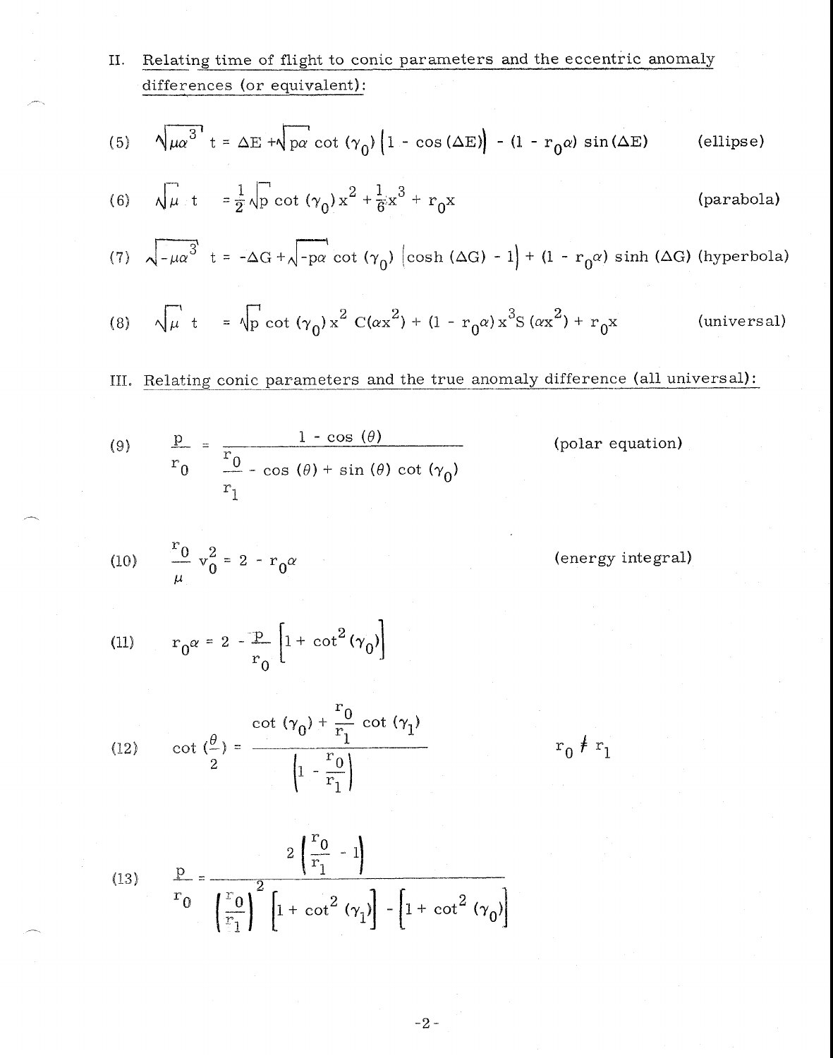II. <u>Relating time of flight to conic parameters and the eccentric anomaly differences (or equivalent):</u>

(5) $$\sqrt{\mu\alpha^3}\, t = \Delta E + \sqrt{p\alpha}\cot(\gamma_0)\left[1 - \cos(\Delta E)\right] - (1 - r_0\alpha)\sin(\Delta E) \qquad \text{(ellipse)}$$

(6) $$\sqrt{\mu}\, t = \frac{1}{2}\sqrt{p}\cot(\gamma_0)x^2 + \frac{1}{6}x^3 + r_0 x \qquad \text{(parabola)}$$

(7) $$\sqrt{-\mu\alpha^3}\, t = -\Delta G + \sqrt{-p\alpha}\cot(\gamma_0)\left[\cosh(\Delta G) - 1\right] + (1 - r_0\alpha)\sinh(\Delta G) \qquad \text{(hyperbola)}$$

(8) $$\sqrt{\mu}\, t = \sqrt{p}\cot(\gamma_0)x^2 C(\alpha x^2) + (1 - r_0\alpha)x^3 S(\alpha x^2) + r_0 x \qquad \text{(universal)}$$

III. <u>Relating conic parameters and the true anomaly difference (all universal):</u>

(9) $$\frac{p}{r_0} = \frac{1 - \cos(\theta)}{\dfrac{r_0}{r_1} - \cos(\theta) + \sin(\theta)\cot(\gamma_0)} \qquad \text{(polar equation)}$$

(10) $$\frac{r_0}{\mu} v_0^2 = 2 - r_0\alpha \qquad \text{(energy integral)}$$

(11) $$r_0\alpha = 2 - \frac{p}{r_0}\left[1 + \cot^2(\gamma_0)\right]$$

(12) $$\cot\left(\frac{\theta}{2}\right) = \frac{\cot(\gamma_0) + \dfrac{r_0}{r_1}\cot(\gamma_1)}{\left(1 - \dfrac{r_0}{r_1}\right)} \qquad r_0 \neq r_1$$

(13) $$\frac{p}{r_0} = \frac{2\left(\dfrac{r_0}{r_1} - 1\right)}{\left(\dfrac{r_0}{r_1}\right)^2\left[1 + \cot^2(\gamma_1)\right] - \left[1 + \cot^2(\gamma_0)\right]}$$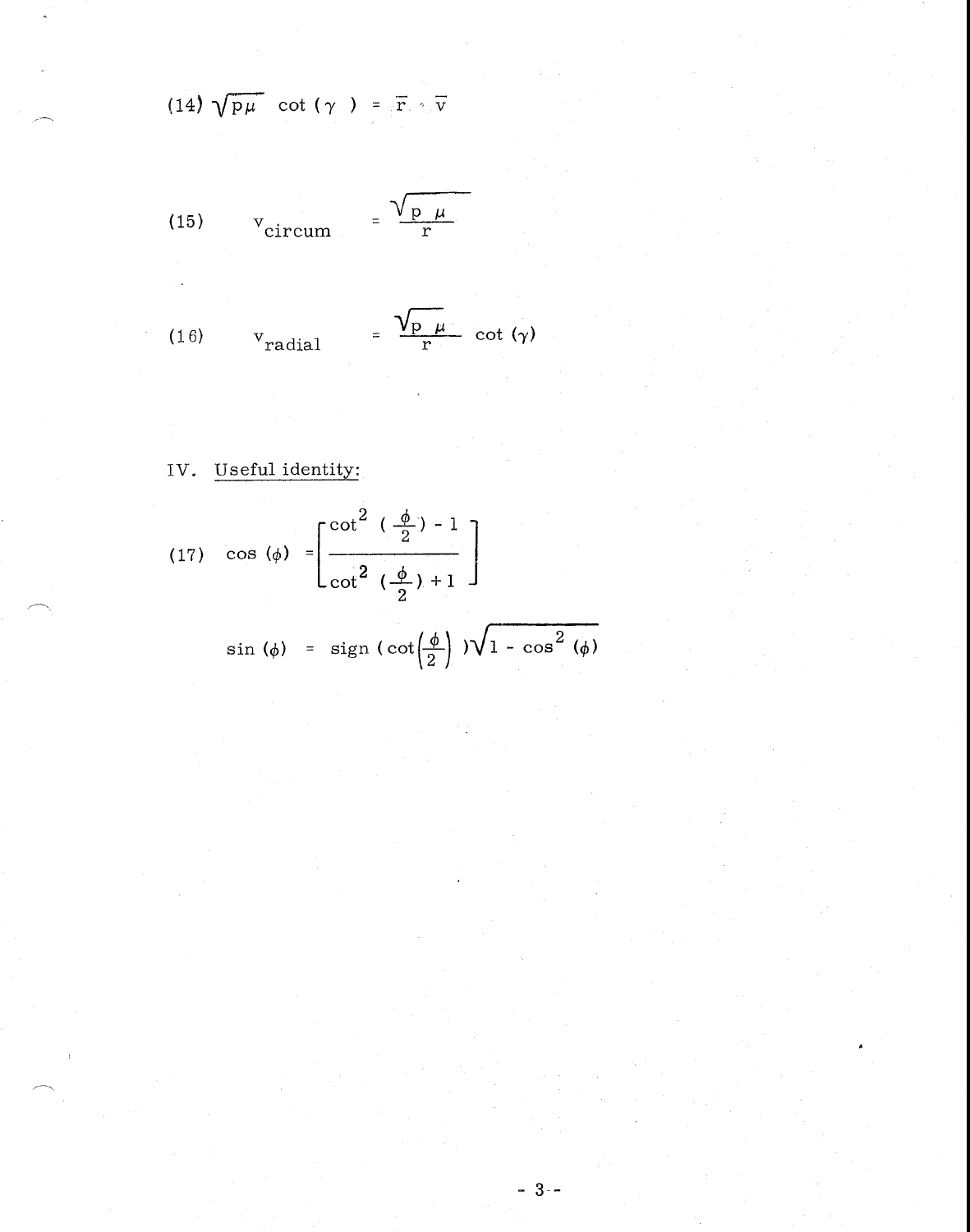(14) $\sqrt{p\mu}\ \cot(\gamma) = \bar{r} \cdot \bar{v}$

(15) $$v_{circum} = \frac{\sqrt{p\ \mu}}{r}$$

(16) $$v_{radial} = \frac{\sqrt{p\ \mu}}{r} \cot(\gamma)$$

IV. Useful identity:

(17) $$\cos(\phi) = \left[ \frac{\cot^2\left(\frac{\phi}{2}\right) - 1}{\cot^2\left(\frac{\phi}{2}\right) + 1} \right]$$

$$\sin(\phi) = \text{sign}\left(\cot\left(\frac{\phi}{2}\right)\right)\sqrt{1 - \cos^2(\phi)}$$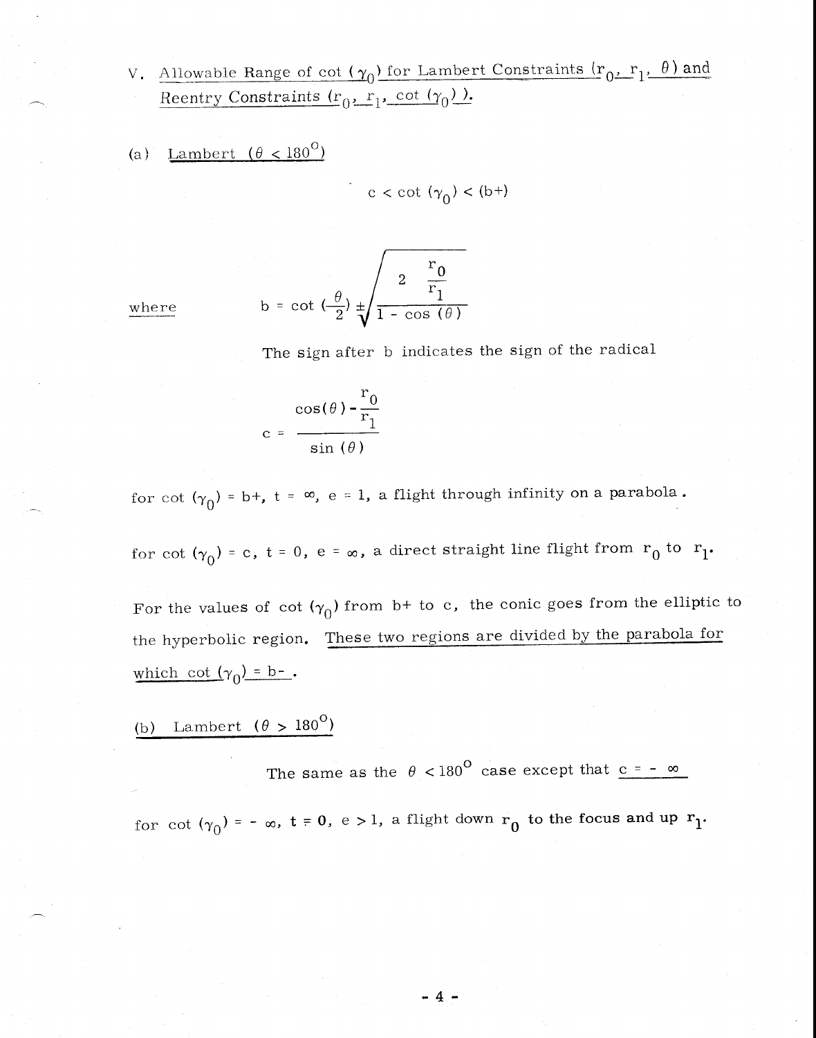## V. Allowable Range of $\cot(\gamma_0)$ for Lambert Constraints $(r_0, r_1, \theta)$ and Reentry Constraints $(r_0, r_1, \cot(\gamma_0))$.

### (a) Lambert $(\theta < 180^\circ)$

$$c < \cot(\gamma_0) < (b+)$$

where

$$b = \cot\left(\frac{\theta}{2}\right) \pm \sqrt{\frac{2\,\frac{r_0}{r_1}}{1 - \cos(\theta)}}$$

The sign after b indicates the sign of the radical

$$c = \frac{\cos(\theta) - \frac{r_0}{r_1}}{\sin(\theta)}$$

for $\cot(\gamma_0) = b+$, $t = \infty$, $e = 1$, a flight through infinity on a parabola.

for $\cot(\gamma_0) = c$, $t = 0$, $e = \infty$, a direct straight line flight from $r_0$ to $r_1$.

For the values of $\cot(\gamma_0)$ from b+ to c, the conic goes from the elliptic to the hyperbolic region. These two regions are divided by the parabola for which $\cot(\gamma_0) = b-$.

### (b) Lambert $(\theta > 180^\circ)$

The same as the $\theta < 180^\circ$ case except that $c = -\infty$

for $\cot(\gamma_0) = -\infty$, $t = 0$, $e > 1$, a flight down $r_0$ to the focus and up $r_1$.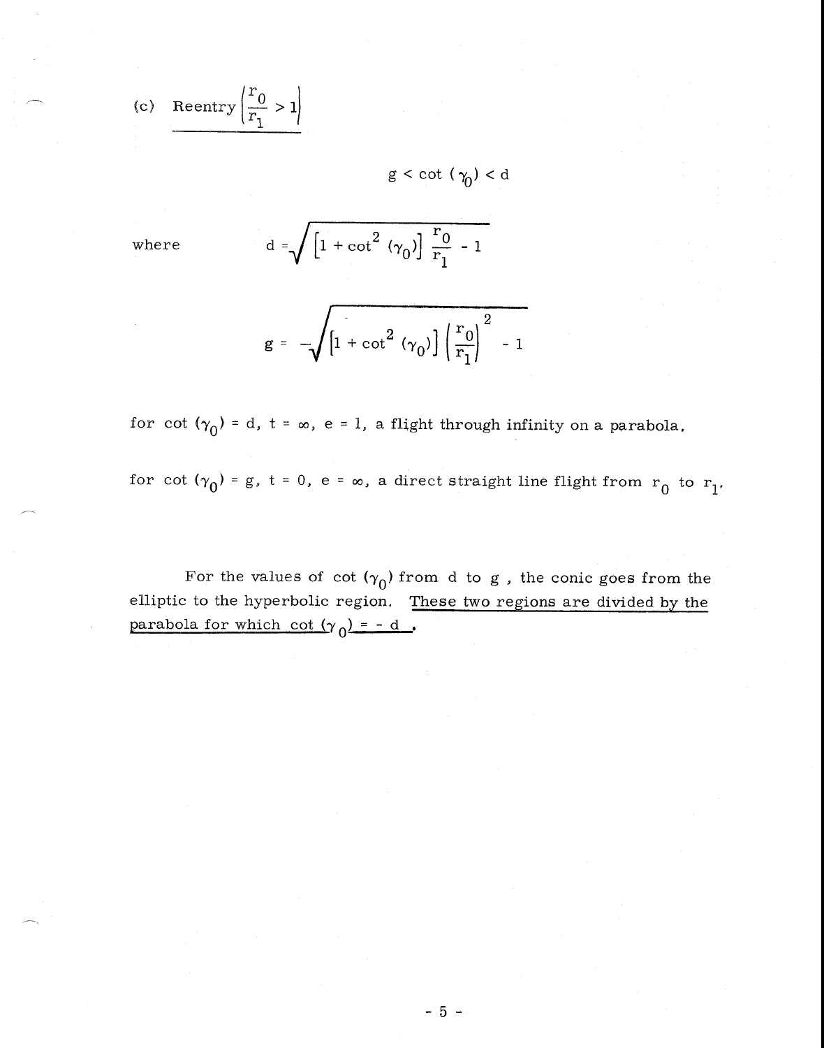(c) <u>Reentry $\left(\frac{r_0}{r_1} > 1\right)$</u>

$$g < \cot(\gamma_0) < d$$

where

$$d = \sqrt{\left[1 + \cot^2(\gamma_0)\right] \frac{r_0}{r_1} - 1}$$

$$g = -\sqrt{\left[1 + \cot^2(\gamma_0)\right] \left(\frac{r_0}{r_1}\right)^2 - 1}$$

for $\cot(\gamma_0) = d$, $t = \infty$, $e = 1$, a flight through infinity on a parabola.

for $\cot(\gamma_0) = g$, $t = 0$, $e = \infty$, a direct straight line flight from $r_0$ to $r_1$.

For the values of $\cot(\gamma_0)$ from $d$ to $g$, the conic goes from the elliptic to the hyperbolic region. <u>These two regions are divided by the parabola for which $\cot(\gamma_0) = -d$</u>.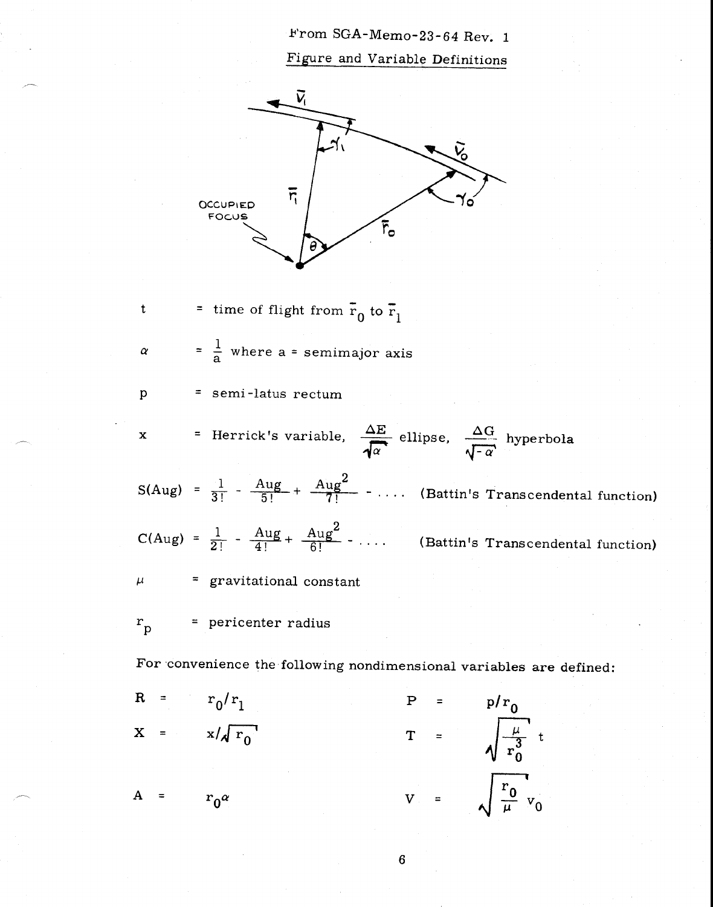From SGA-Memo-23-64 Rev. 1

Figure and Variable Definitions

$t$ = time of flight from $\bar{r}_0$ to $\bar{r}_1$

$\alpha$ = $\frac{1}{a}$ where a = semimajor axis

$p$ = semi-latus rectum

$x$ = Herrick's variable, $\frac{\Delta E}{\sqrt{\alpha}}$ ellipse, $\frac{\Delta G}{\sqrt{-\alpha}}$ hyperbola

$S(Aug) = \frac{1}{3!} - \frac{Aug}{5!} + \frac{Aug^2}{7!} - \ldots$ (Battin's Transcendental function)

$C(Aug) = \frac{1}{2!} - \frac{Aug}{4!} + \frac{Aug^2}{6!} - \ldots$ (Battin's Transcendental function)

$\mu$ = gravitational constant

$r_p$ = pericenter radius

For convenience the following nondimensional variables are defined:

$R = r_0/r_1$ $\qquad P = p/r_0$

$X = x/\sqrt{r_0}$ $\qquad T = \sqrt{\frac{\mu}{r_0^3}}\, t$

$A = r_0\alpha$ $\qquad V = \sqrt{\frac{r_0}{\mu}}\, v_0$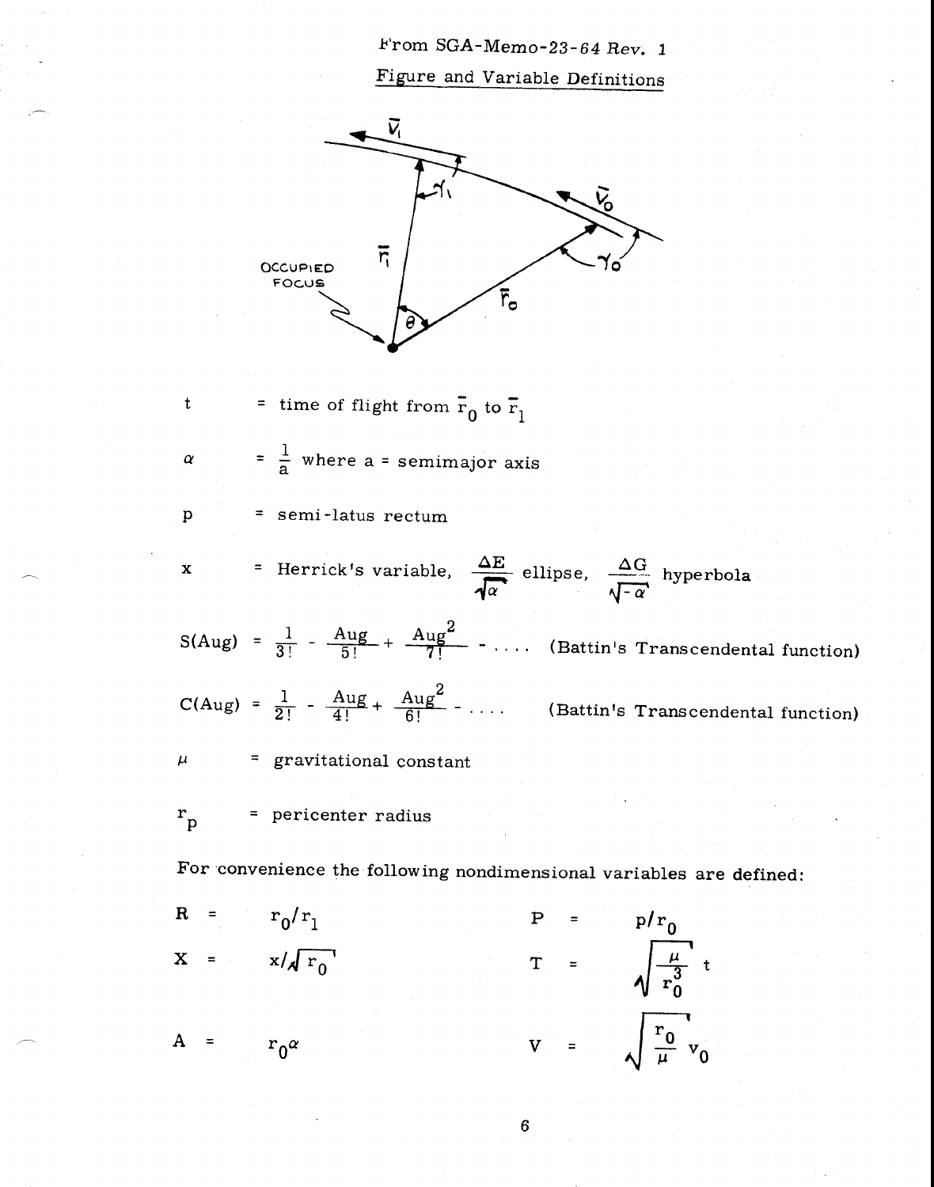From SGA-Memo-23-64 *Rev.* 1

## Figure and Variable Definitions

| | | |
|---|---|---|
| $t$ | = | time of flight from $\bar{r}_0$ to $\bar{r}_1$ |
| $\alpha$ | = | $\frac{1}{a}$ where a = semimajor axis |
| $p$ | = | semi-latus rectum |
| $x$ | = | Herrick's variable, $\frac{\Delta E}{\sqrt{\alpha}}$ ellipse, $\frac{\Delta G}{\sqrt{-\alpha}}$ hyperbola |
| $S(Aug)$ | = | $\frac{1}{3!} - \frac{Aug}{5!} + \frac{Aug^2}{7!} - \ldots$ (Battin's Transcendental function) |
| $C(Aug)$ | = | $\frac{1}{2!} - \frac{Aug}{4!} + \frac{Aug^2}{6!} - \ldots$ (Battin's Transcendental function) |
| $\mu$ | = | gravitational constant |
| $r_p$ | = | pericenter radius |

For convenience the following nondimensional variables are defined:

$$R = r_0/r_1 \qquad P = p/r_0$$

$$X = x/\sqrt{r_0} \qquad T = \sqrt{\frac{\mu}{r_0^3}}\, t$$

$$A = r_0\alpha \qquad V = \sqrt{\frac{r_0}{\mu}}\, v_0$$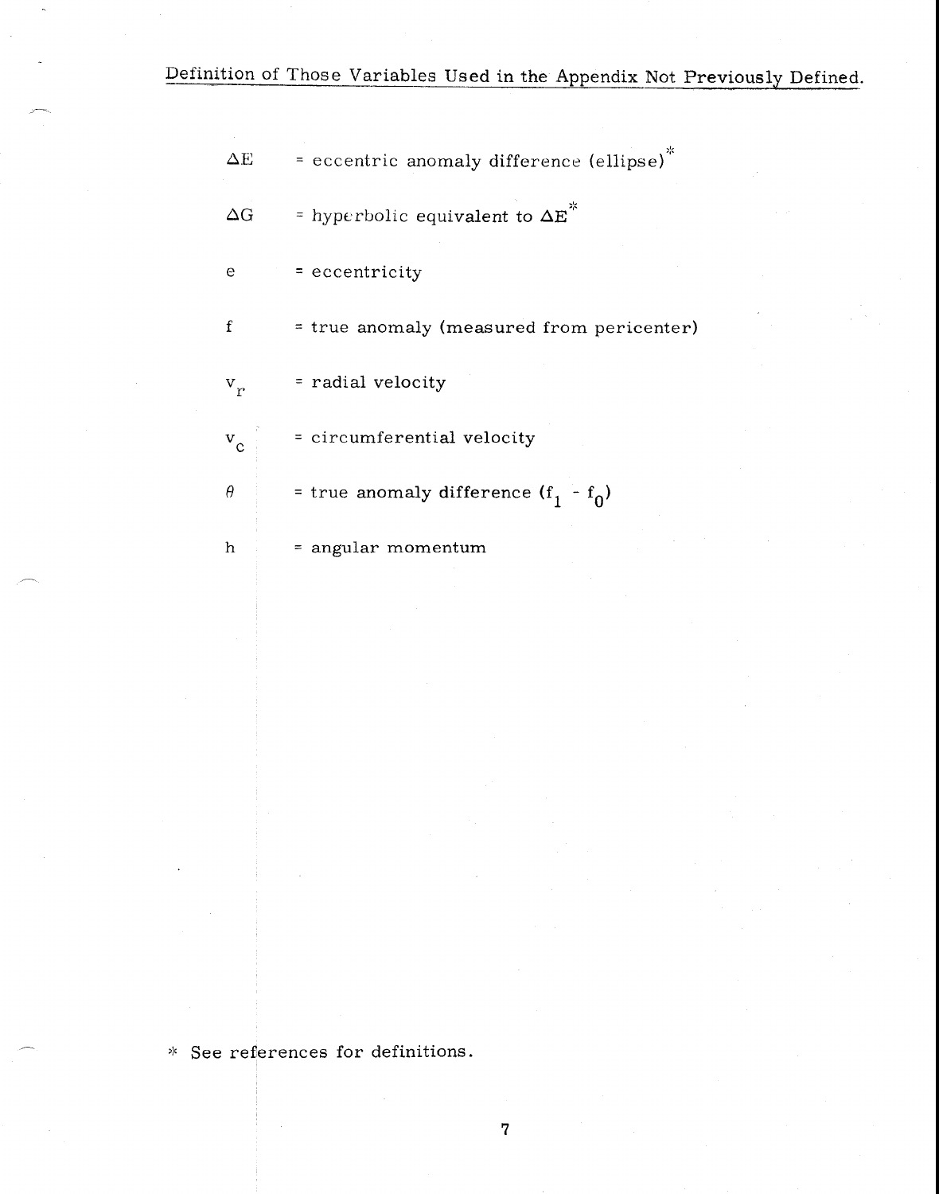Definition of Those Variables Used in the Appendix Not Previously Defined.

$\Delta E$ = eccentric anomaly difference (ellipse)*

$\Delta G$ = hyperbolic equivalent to $\Delta E$*

$e$ = eccentricity

$f$ = true anomaly (measured from pericenter)

$v_r$ = radial velocity

$v_c$ = circumferential velocity

$\theta$ = true anomaly difference ($f_1 - f_0$)

$h$ = angular momentum

\* See references for definitions.